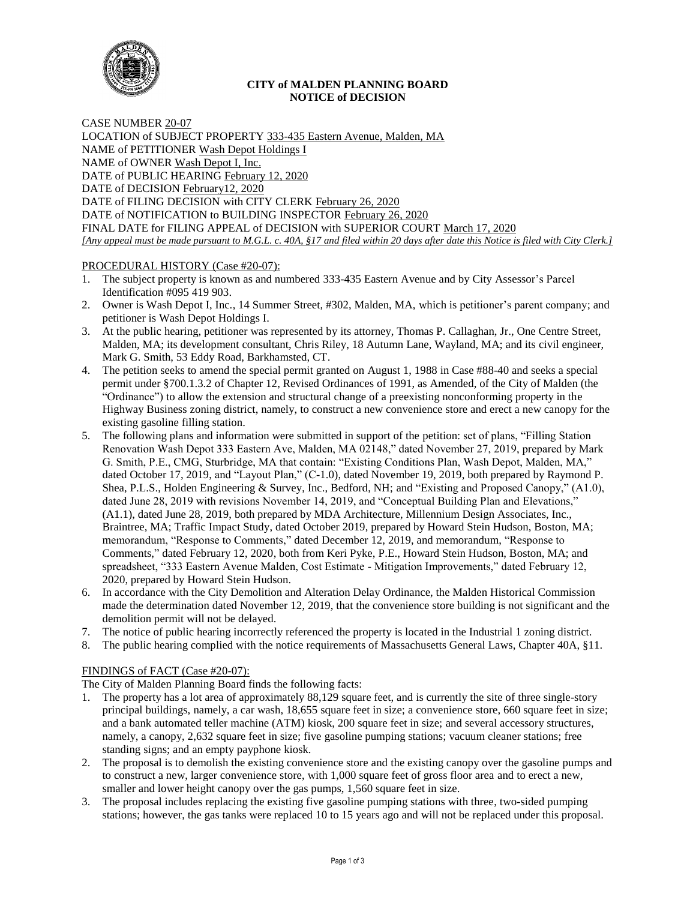**CITY of MALDEN PLANNING BOARD**
**NOTICE of DECISION**

CASE NUMBER 20-07
LOCATION of SUBJECT PROPERTY 333-435 Eastern Avenue, Malden, MA
NAME of PETITIONER Wash Depot Holdings I
NAME of OWNER Wash Depot I, Inc.
DATE of PUBLIC HEARING February 12, 2020
DATE of DECISION February12, 2020
DATE of FILING DECISION with CITY CLERK February 26, 2020
DATE of NOTIFICATION to BUILDING INSPECTOR February 26, 2020
FINAL DATE for FILING APPEAL of DECISION with SUPERIOR COURT March 17, 2020
*[Any appeal must be made pursuant to M.G.L. c. 40A, §17 and filed within 20 days after date this Notice is filed with City Clerk.]*

PROCEDURAL HISTORY (Case #20-07):

1. The subject property is known as and numbered 333-435 Eastern Avenue and by City Assessor's Parcel Identification #095 419 903.
2. Owner is Wash Depot I, Inc., 14 Summer Street, #302, Malden, MA, which is petitioner's parent company; and petitioner is Wash Depot Holdings I.
3. At the public hearing, petitioner was represented by its attorney, Thomas P. Callaghan, Jr., One Centre Street, Malden, MA; its development consultant, Chris Riley, 18 Autumn Lane, Wayland, MA; and its civil engineer, Mark G. Smith, 53 Eddy Road, Barkhamsted, CT.
4. The petition seeks to amend the special permit granted on August 1, 1988 in Case #88-40 and seeks a special permit under §700.1.3.2 of Chapter 12, Revised Ordinances of 1991, as Amended, of the City of Malden (the "Ordinance") to allow the extension and structural change of a preexisting nonconforming property in the Highway Business zoning district, namely, to construct a new convenience store and erect a new canopy for the existing gasoline filling station.
5. The following plans and information were submitted in support of the petition: set of plans, "Filling Station Renovation Wash Depot 333 Eastern Ave, Malden, MA 02148," dated November 27, 2019, prepared by Mark G. Smith, P.E., CMG, Sturbridge, MA that contain: "Existing Conditions Plan, Wash Depot, Malden, MA," dated October 17, 2019, and "Layout Plan," (C-1.0), dated November 19, 2019, both prepared by Raymond P. Shea, P.L.S., Holden Engineering & Survey, Inc., Bedford, NH; and "Existing and Proposed Canopy," (A1.0), dated June 28, 2019 with revisions November 14, 2019, and "Conceptual Building Plan and Elevations," (A1.1), dated June 28, 2019, both prepared by MDA Architecture, Millennium Design Associates, Inc., Braintree, MA; Traffic Impact Study, dated October 2019, prepared by Howard Stein Hudson, Boston, MA; memorandum, "Response to Comments," dated December 12, 2019, and memorandum, "Response to Comments," dated February 12, 2020, both from Keri Pyke, P.E., Howard Stein Hudson, Boston, MA; and spreadsheet, "333 Eastern Avenue Malden, Cost Estimate - Mitigation Improvements," dated February 12, 2020, prepared by Howard Stein Hudson.
6. In accordance with the City Demolition and Alteration Delay Ordinance, the Malden Historical Commission made the determination dated November 12, 2019, that the convenience store building is not significant and the demolition permit will not be delayed.
7. The notice of public hearing incorrectly referenced the property is located in the Industrial 1 zoning district.
8. The public hearing complied with the notice requirements of Massachusetts General Laws, Chapter 40A, §11.

FINDINGS of FACT (Case #20-07):

The City of Malden Planning Board finds the following facts:

1. The property has a lot area of approximately 88,129 square feet, and is currently the site of three single-story principal buildings, namely, a car wash, 18,655 square feet in size; a convenience store, 660 square feet in size; and a bank automated teller machine (ATM) kiosk, 200 square feet in size; and several accessory structures, namely, a canopy, 2,632 square feet in size; five gasoline pumping stations; vacuum cleaner stations; free standing signs; and an empty payphone kiosk.
2. The proposal is to demolish the existing convenience store and the existing canopy over the gasoline pumps and to construct a new, larger convenience store, with 1,000 square feet of gross floor area and to erect a new, smaller and lower height canopy over the gas pumps, 1,560 square feet in size.
3. The proposal includes replacing the existing five gasoline pumping stations with three, two-sided pumping stations; however, the gas tanks were replaced 10 to 15 years ago and will not be replaced under this proposal.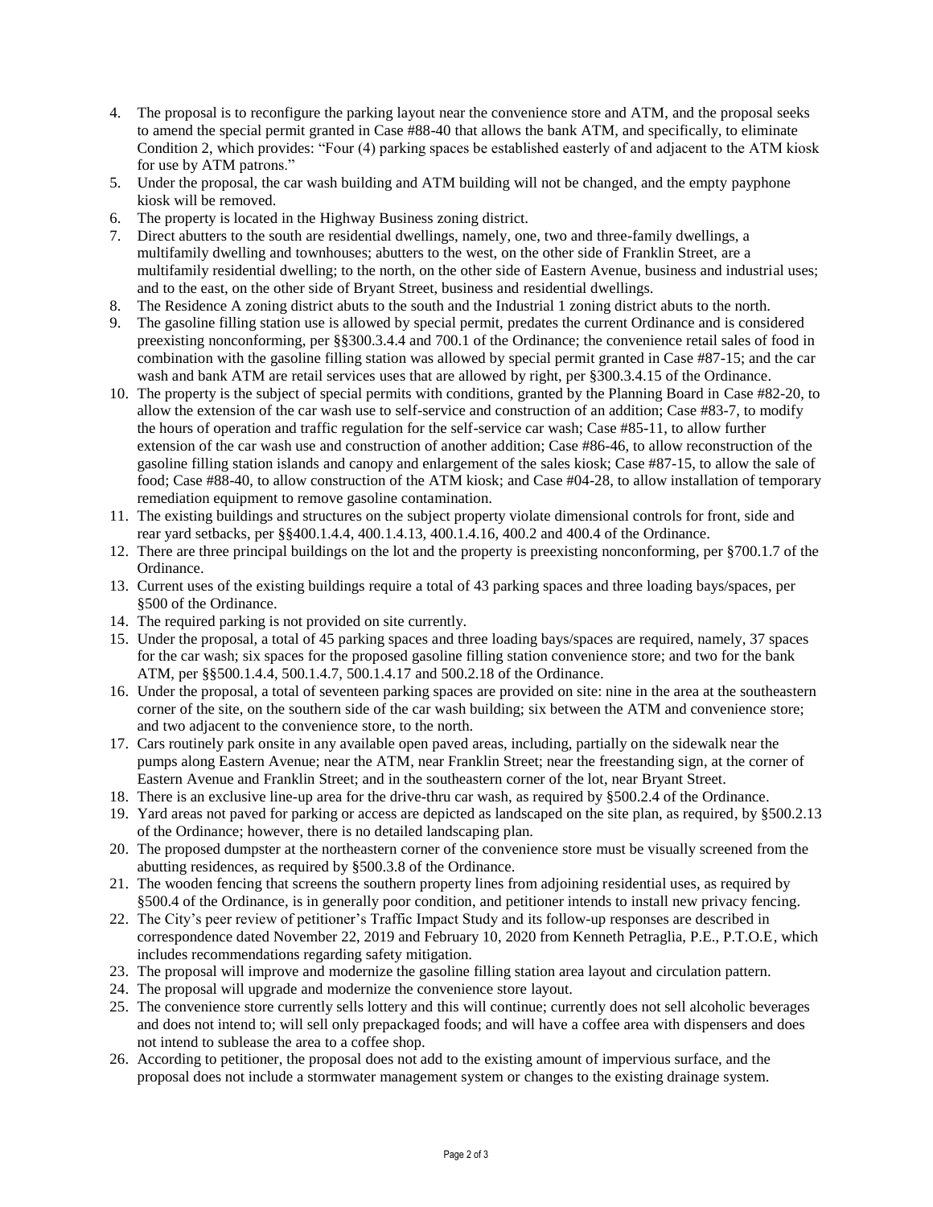4. The proposal is to reconfigure the parking layout near the convenience store and ATM, and the proposal seeks to amend the special permit granted in Case #88-40 that allows the bank ATM, and specifically, to eliminate Condition 2, which provides: "Four (4) parking spaces be established easterly of and adjacent to the ATM kiosk for use by ATM patrons."
5. Under the proposal, the car wash building and ATM building will not be changed, and the empty payphone kiosk will be removed.
6. The property is located in the Highway Business zoning district.
7. Direct abutters to the south are residential dwellings, namely, one, two and three-family dwellings, a multifamily dwelling and townhouses; abutters to the west, on the other side of Franklin Street, are a multifamily residential dwelling; to the north, on the other side of Eastern Avenue, business and industrial uses; and to the east, on the other side of Bryant Street, business and residential dwellings.
8. The Residence A zoning district abuts to the south and the Industrial 1 zoning district abuts to the north.
9. The gasoline filling station use is allowed by special permit, predates the current Ordinance and is considered preexisting nonconforming, per §§300.3.4.4 and 700.1 of the Ordinance; the convenience retail sales of food in combination with the gasoline filling station was allowed by special permit granted in Case #87-15; and the car wash and bank ATM are retail services uses that are allowed by right, per §300.3.4.15 of the Ordinance.
10. The property is the subject of special permits with conditions, granted by the Planning Board in Case #82-20, to allow the extension of the car wash use to self-service and construction of an addition; Case #83-7, to modify the hours of operation and traffic regulation for the self-service car wash; Case #85-11, to allow further extension of the car wash use and construction of another addition; Case #86-46, to allow reconstruction of the gasoline filling station islands and canopy and enlargement of the sales kiosk; Case #87-15, to allow the sale of food; Case #88-40, to allow construction of the ATM kiosk; and Case #04-28, to allow installation of temporary remediation equipment to remove gasoline contamination.
11. The existing buildings and structures on the subject property violate dimensional controls for front, side and rear yard setbacks, per §§400.1.4.4, 400.1.4.13, 400.1.4.16, 400.2 and 400.4 of the Ordinance.
12. There are three principal buildings on the lot and the property is preexisting nonconforming, per §700.1.7 of the Ordinance.
13. Current uses of the existing buildings require a total of 43 parking spaces and three loading bays/spaces, per §500 of the Ordinance.
14. The required parking is not provided on site currently.
15. Under the proposal, a total of 45 parking spaces and three loading bays/spaces are required, namely, 37 spaces for the car wash; six spaces for the proposed gasoline filling station convenience store; and two for the bank ATM, per §§500.1.4.4, 500.1.4.7, 500.1.4.17 and 500.2.18 of the Ordinance.
16. Under the proposal, a total of seventeen parking spaces are provided on site: nine in the area at the southeastern corner of the site, on the southern side of the car wash building; six between the ATM and convenience store; and two adjacent to the convenience store, to the north.
17. Cars routinely park onsite in any available open paved areas, including, partially on the sidewalk near the pumps along Eastern Avenue; near the ATM, near Franklin Street; near the freestanding sign, at the corner of Eastern Avenue and Franklin Street; and in the southeastern corner of the lot, near Bryant Street.
18. There is an exclusive line-up area for the drive-thru car wash, as required by §500.2.4 of the Ordinance.
19. Yard areas not paved for parking or access are depicted as landscaped on the site plan, as required, by §500.2.13 of the Ordinance; however, there is no detailed landscaping plan.
20. The proposed dumpster at the northeastern corner of the convenience store must be visually screened from the abutting residences, as required by §500.3.8 of the Ordinance.
21. The wooden fencing that screens the southern property lines from adjoining residential uses, as required by §500.4 of the Ordinance, is in generally poor condition, and petitioner intends to install new privacy fencing.
22. The City's peer review of petitioner's Traffic Impact Study and its follow-up responses are described in correspondence dated November 22, 2019 and February 10, 2020 from Kenneth Petraglia, P.E., P.T.O.E, which includes recommendations regarding safety mitigation.
23. The proposal will improve and modernize the gasoline filling station area layout and circulation pattern.
24. The proposal will upgrade and modernize the convenience store layout.
25. The convenience store currently sells lottery and this will continue; currently does not sell alcoholic beverages and does not intend to; will sell only prepackaged foods; and will have a coffee area with dispensers and does not intend to sublease the area to a coffee shop.
26. According to petitioner, the proposal does not add to the existing amount of impervious surface, and the proposal does not include a stormwater management system or changes to the existing drainage system.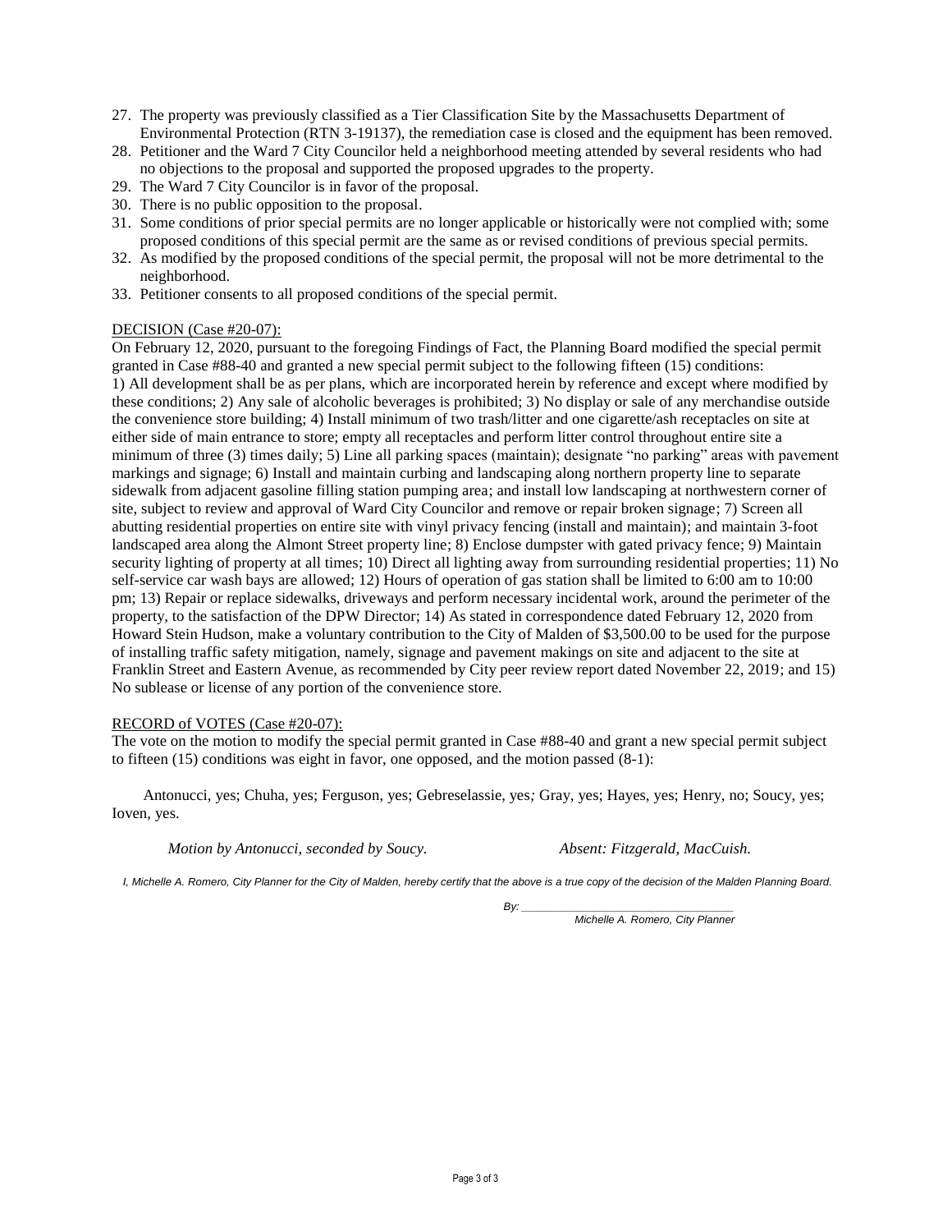27. The property was previously classified as a Tier Classification Site by the Massachusetts Department of Environmental Protection (RTN 3-19137), the remediation case is closed and the equipment has been removed.
28. Petitioner and the Ward 7 City Councilor held a neighborhood meeting attended by several residents who had no objections to the proposal and supported the proposed upgrades to the property.
29. The Ward 7 City Councilor is in favor of the proposal.
30. There is no public opposition to the proposal.
31. Some conditions of prior special permits are no longer applicable or historically were not complied with; some proposed conditions of this special permit are the same as or revised conditions of previous special permits.
32. As modified by the proposed conditions of the special permit, the proposal will not be more detrimental to the neighborhood.
33. Petitioner consents to all proposed conditions of the special permit.

DECISION (Case #20-07):

On February 12, 2020, pursuant to the foregoing Findings of Fact, the Planning Board modified the special permit granted in Case #88-40 and granted a new special permit subject to the following fifteen (15) conditions: 1) All development shall be as per plans, which are incorporated herein by reference and except where modified by these conditions; 2) Any sale of alcoholic beverages is prohibited; 3) No display or sale of any merchandise outside the convenience store building; 4) Install minimum of two trash/litter and one cigarette/ash receptacles on site at either side of main entrance to store; empty all receptacles and perform litter control throughout entire site a minimum of three (3) times daily; 5) Line all parking spaces (maintain); designate "no parking" areas with pavement markings and signage; 6) Install and maintain curbing and landscaping along northern property line to separate sidewalk from adjacent gasoline filling station pumping area; and install low landscaping at northwestern corner of site, subject to review and approval of Ward City Councilor and remove or repair broken signage; 7) Screen all abutting residential properties on entire site with vinyl privacy fencing (install and maintain); and maintain 3-foot landscaped area along the Almont Street property line; 8) Enclose dumpster with gated privacy fence; 9) Maintain security lighting of property at all times; 10) Direct all lighting away from surrounding residential properties; 11) No self-service car wash bays are allowed; 12) Hours of operation of gas station shall be limited to 6:00 am to 10:00 pm; 13) Repair or replace sidewalks, driveways and perform necessary incidental work, around the perimeter of the property, to the satisfaction of the DPW Director; 14) As stated in correspondence dated February 12, 2020 from Howard Stein Hudson, make a voluntary contribution to the City of Malden of $3,500.00 to be used for the purpose of installing traffic safety mitigation, namely, signage and pavement makings on site and adjacent to the site at Franklin Street and Eastern Avenue, as recommended by City peer review report dated November 22, 2019; and 15) No sublease or license of any portion of the convenience store.

RECORD of VOTES (Case #20-07):

The vote on the motion to modify the special permit granted in Case #88-40 and grant a new special permit subject to fifteen (15) conditions was eight in favor, one opposed, and the motion passed (8-1):

Antonucci, yes; Chuha, yes; Ferguson, yes; Gebreselassie, yes; Gray, yes; Hayes, yes; Henry, no; Soucy, yes; Ioven, yes.

*Motion by Antonucci, seconded by Soucy.* *Absent: Fitzgerald, MacCuish.*

*I, Michelle A. Romero, City Planner for the City of Malden, hereby certify that the above is a true copy of the decision of the Malden Planning Board.*

*By: ___________________________*

*Michelle A. Romero, City Planner*